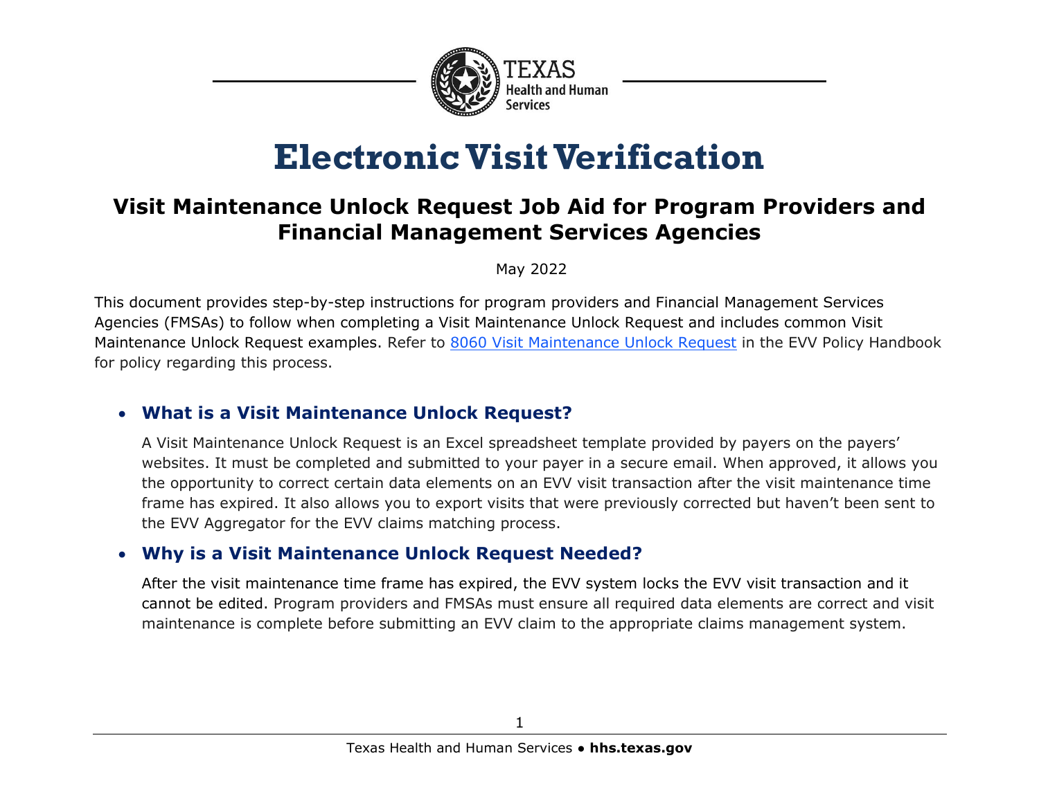# Electronic Visit Verification

## Visit Maintenance Unlock Request Job Aid for Program Providers and Financial Management Services Agencies

May 2022

This document provides step-by-step instructions for program providers and Financial Management Services Agencies (FMSAs) to follow when completing a Visit Maintenance Unlock Request and includes common Visit Maintenance Unlock Request examples. Refer to [8060 Visit Maintenance Unlock Request]() in the EVV Policy Handbook for policy regarding this process.

- ### What is a Visit Maintenance Unlock Request?

  A Visit Maintenance Unlock Request is an Excel spreadsheet template provided by payers on the payers' websites. It must be completed and submitted to your payer in a secure email. When approved, it allows you the opportunity to correct certain data elements on an EVV visit transaction after the visit maintenance time frame has expired. It also allows you to export visits that were previously corrected but haven't been sent to the EVV Aggregator for the EVV claims matching process.

- ### Why is a Visit Maintenance Unlock Request Needed?

  After the visit maintenance time frame has expired, the EVV system locks the EVV visit transaction and it cannot be edited. Program providers and FMSAs must ensure all required data elements are correct and visit maintenance is complete before submitting an EVV claim to the appropriate claims management system.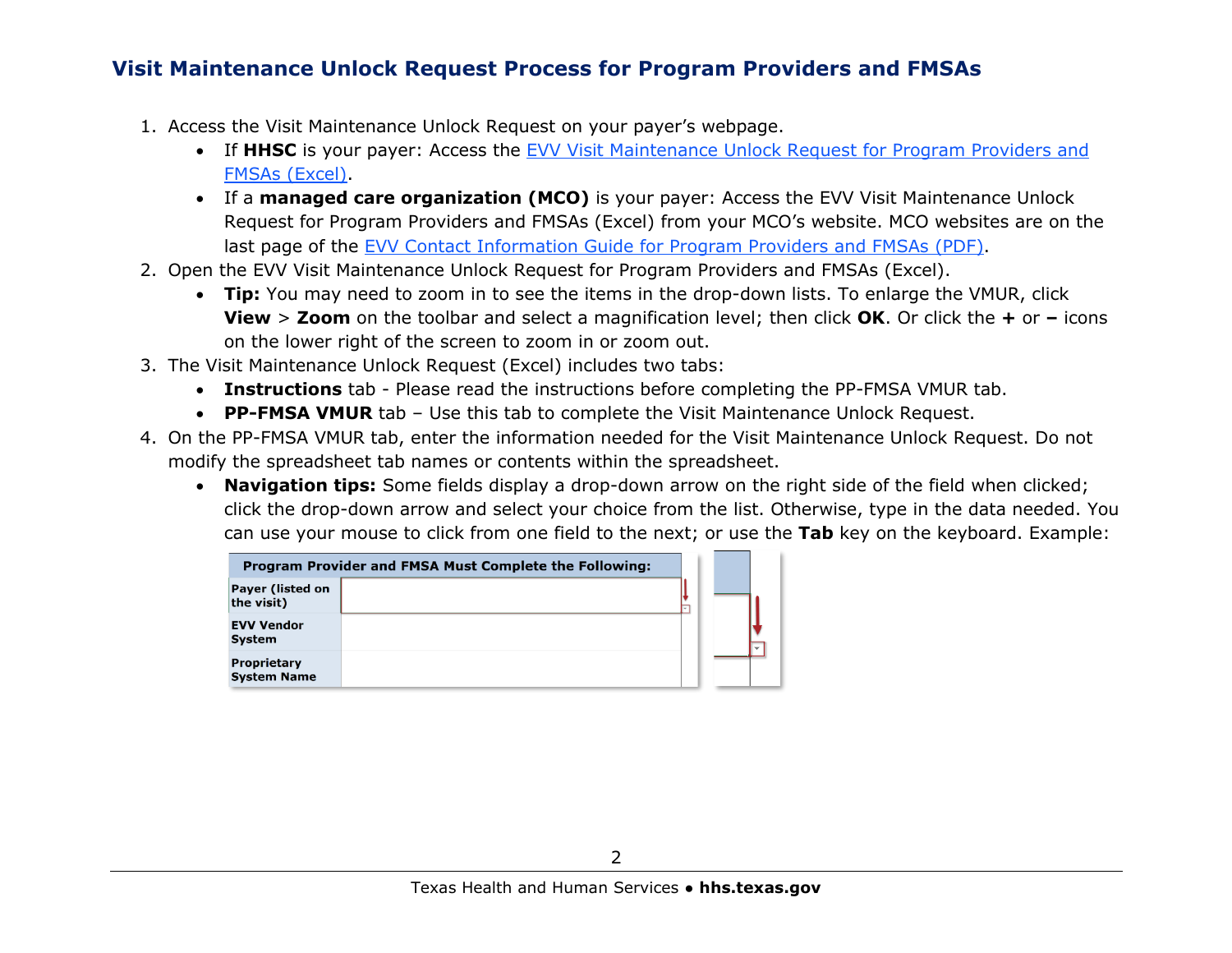## Visit Maintenance Unlock Request Process for Program Providers and FMSAs

1. Access the Visit Maintenance Unlock Request on your payer's webpage.
   - If **HHSC** is your payer: Access the [EVV Visit Maintenance Unlock Request for Program Providers and FMSAs (Excel)]().
   - If a **managed care organization (MCO)** is your payer: Access the EVV Visit Maintenance Unlock Request for Program Providers and FMSAs (Excel) from your MCO's website. MCO websites are on the last page of the [EVV Contact Information Guide for Program Providers and FMSAs (PDF)]().
2. Open the EVV Visit Maintenance Unlock Request for Program Providers and FMSAs (Excel).
   - **Tip:** You may need to zoom in to see the items in the drop-down lists. To enlarge the VMUR, click **View** > **Zoom** on the toolbar and select a magnification level; then click **OK**. Or click the **+** or **–** icons on the lower right of the screen to zoom in or zoom out.
3. The Visit Maintenance Unlock Request (Excel) includes two tabs:
   - **Instructions** tab - Please read the instructions before completing the PP-FMSA VMUR tab.
   - **PP-FMSA VMUR** tab – Use this tab to complete the Visit Maintenance Unlock Request.
4. On the PP-FMSA VMUR tab, enter the information needed for the Visit Maintenance Unlock Request. Do not modify the spreadsheet tab names or contents within the spreadsheet.
   - **Navigation tips:** Some fields display a drop-down arrow on the right side of the field when clicked; click the drop-down arrow and select your choice from the list. Otherwise, type in the data needed. You can use your mouse to click from one field to the next; or use the **Tab** key on the keyboard. Example:

| Program Provider and FMSA Must Complete the Following: | |
|---|---|
| Payer (listed on the visit) | |
| EVV Vendor System | |
| Proprietary System Name | |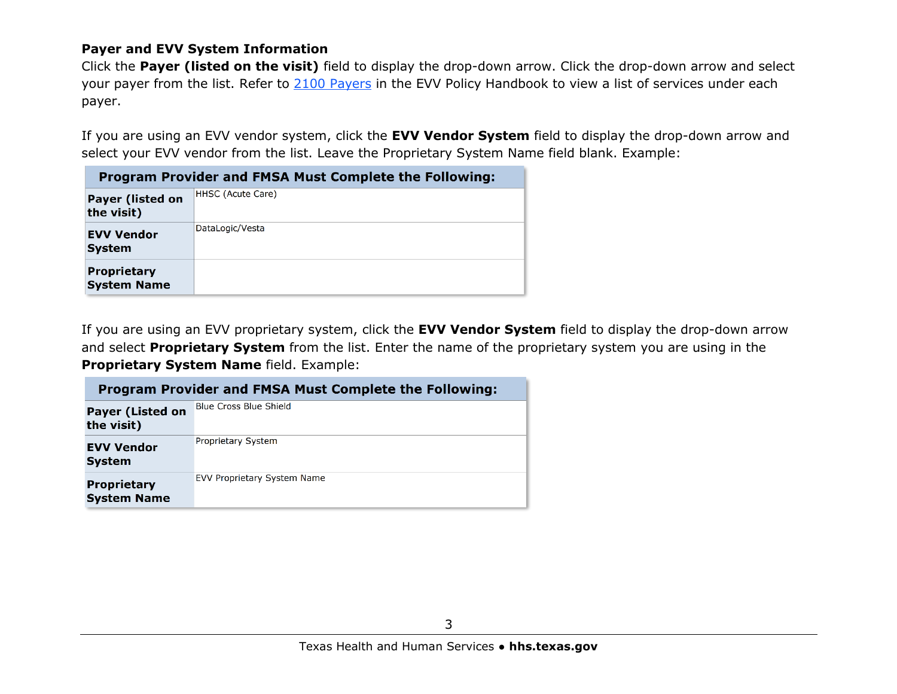**Payer and EVV System Information**

Click the **Payer (listed on the visit)** field to display the drop-down arrow. Click the drop-down arrow and select your payer from the list. Refer to 2100 Payers in the EVV Policy Handbook to view a list of services under each payer.

If you are using an EVV vendor system, click the **EVV Vendor System** field to display the drop-down arrow and select your EVV vendor from the list. Leave the Proprietary System Name field blank. Example:

| **Program Provider and FMSA Must Complete the Following:** | |
|---|---|
| **Payer (listed on the visit)** | HHSC (Acute Care) |
| **EVV Vendor System** | DataLogic/Vesta |
| **Proprietary System Name** | |

If you are using an EVV proprietary system, click the **EVV Vendor System** field to display the drop-down arrow and select **Proprietary System** from the list. Enter the name of the proprietary system you are using in the **Proprietary System Name** field. Example:

| **Program Provider and FMSA Must Complete the Following:** | |
|---|---|
| **Payer (Listed on the visit)** | Blue Cross Blue Shield |
| **EVV Vendor System** | Proprietary System |
| **Proprietary System Name** | EVV Proprietary System Name |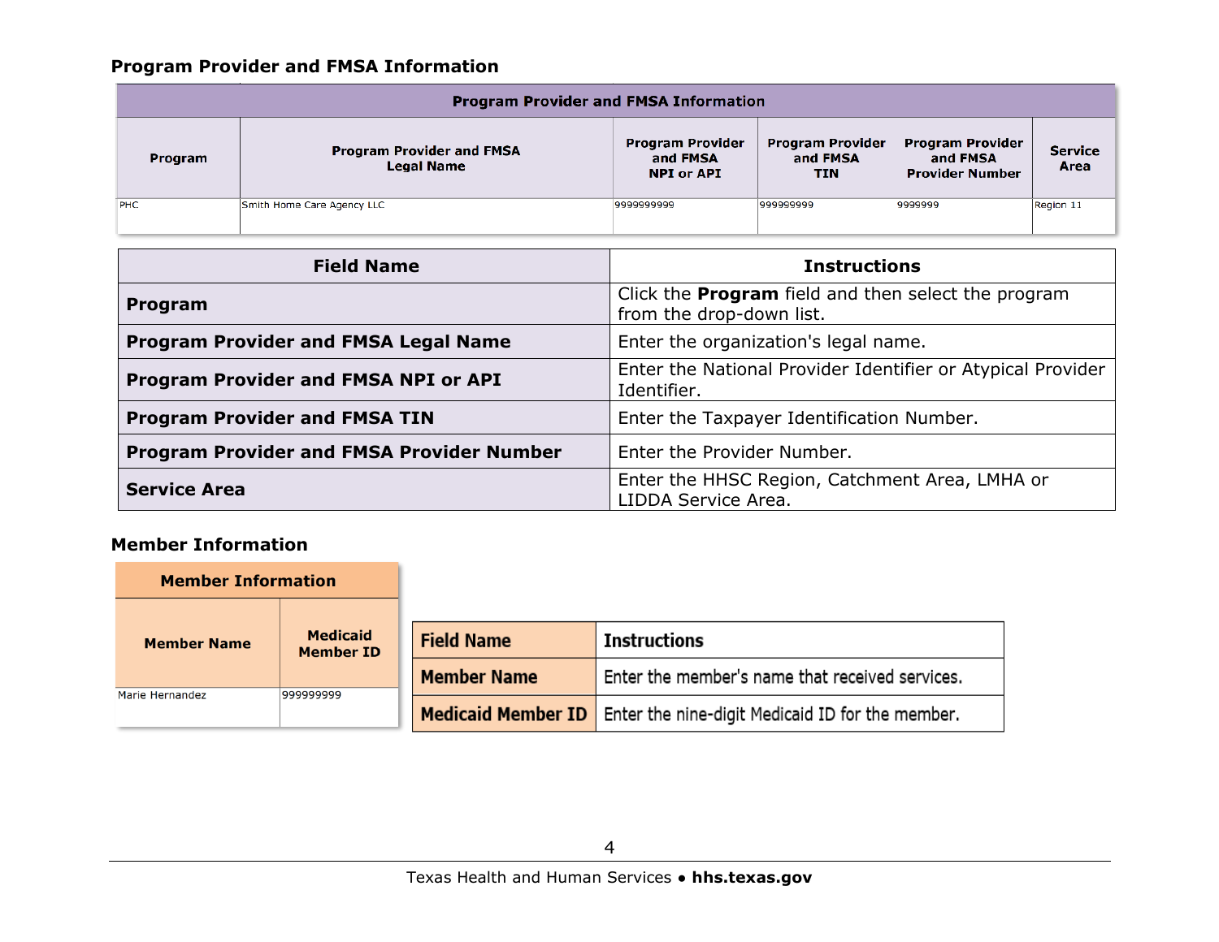### Program Provider and FMSA Information

| Program Provider and FMSA Information | | | | | |
|---|---|---|---|---|---|
| Program | Program Provider and FMSA Legal Name | Program Provider and FMSA NPI or API | Program Provider and FMSA TIN | Program Provider and FMSA Provider Number | Service Area |
| PHC | Smith Home Care Agency LLC | 9999999999 | 999999999 | 9999999 | Region 11 |

| Field Name | Instructions |
|---|---|
| **Program** | Click the **Program** field and then select the program from the drop-down list. |
| **Program Provider and FMSA Legal Name** | Enter the organization's legal name. |
| **Program Provider and FMSA NPI or API** | Enter the National Provider Identifier or Atypical Provider Identifier. |
| **Program Provider and FMSA TIN** | Enter the Taxpayer Identification Number. |
| **Program Provider and FMSA Provider Number** | Enter the Provider Number. |
| **Service Area** | Enter the HHSC Region, Catchment Area, LMHA or LIDDA Service Area. |

### Member Information

| Member Information | |
|---|---|
| Member Name | Medicaid Member ID |
| Marie Hernandez | 999999999 |

| Field Name | Instructions |
|---|---|
| **Member Name** | Enter the member's name that received services. |
| **Medicaid Member ID** | Enter the nine-digit Medicaid ID for the member. |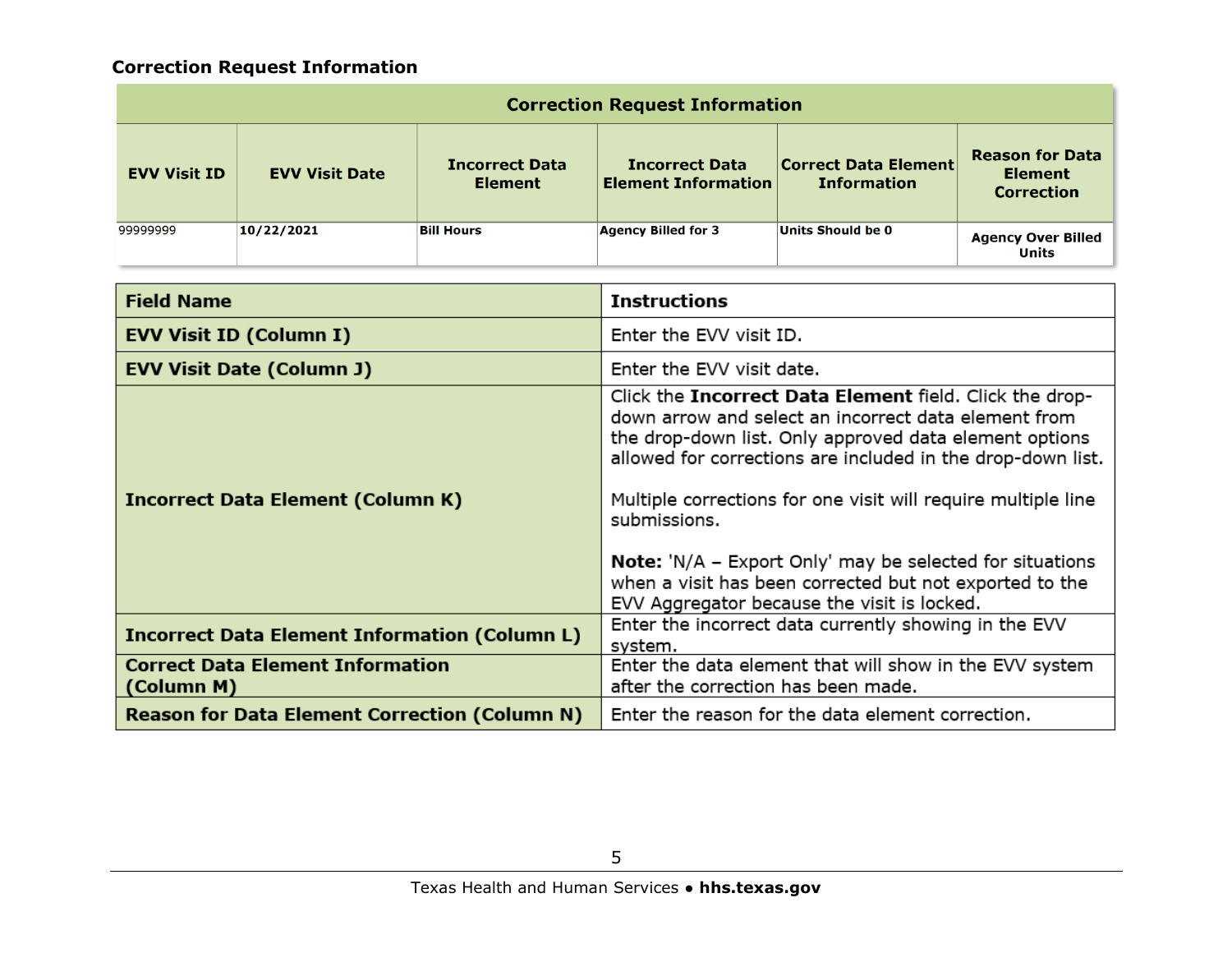### Correction Request Information

| Correction Request Information | | | | | |
|---|---|---|---|---|---|
| **EVV Visit ID** | **EVV Visit Date** | **Incorrect Data Element** | **Incorrect Data Element Information** | **Correct Data Element Information** | **Reason for Data Element Correction** |
| 99999999 | 10/22/2021 | Bill Hours | Agency Billed for 3 | Units Should be 0 | Agency Over Billed Units |

| Field Name | Instructions |
|---|---|
| **EVV Visit ID (Column I)** | Enter the EVV visit ID. |
| **EVV Visit Date (Column J)** | Enter the EVV visit date. |
| **Incorrect Data Element (Column K)** | Click the **Incorrect Data Element** field. Click the drop-down arrow and select an incorrect data element from the drop-down list. Only approved data element options allowed for corrections are included in the drop-down list.<br><br>Multiple corrections for one visit will require multiple line submissions.<br><br>**Note:** 'N/A – Export Only' may be selected for situations when a visit has been corrected but not exported to the EVV Aggregator because the visit is locked. |
| **Incorrect Data Element Information (Column L)** | Enter the incorrect data currently showing in the EVV system. |
| **Correct Data Element Information (Column M)** | Enter the data element that will show in the EVV system after the correction has been made. |
| **Reason for Data Element Correction (Column N)** | Enter the reason for the data element correction. |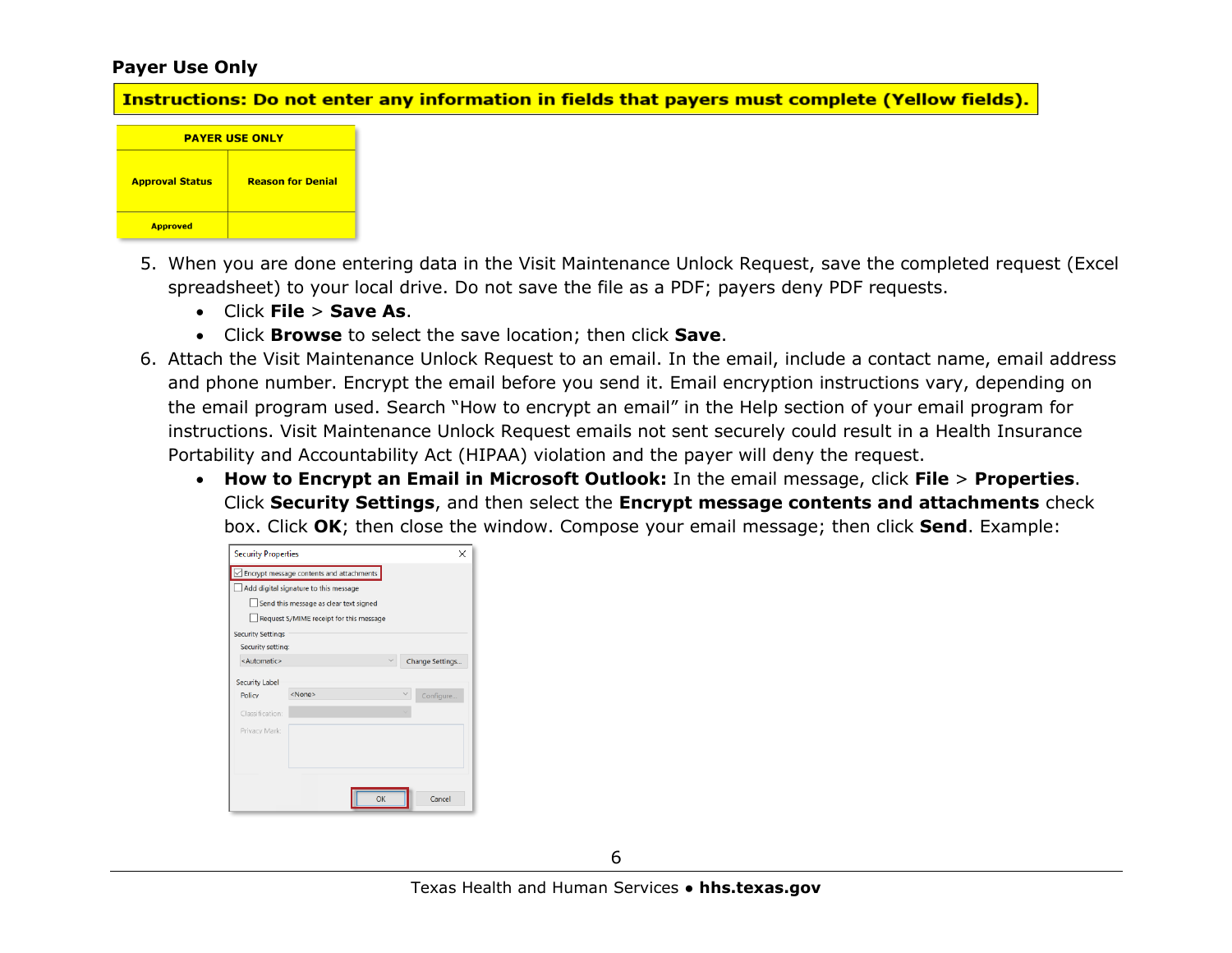**Payer Use Only**

**Instructions: Do not enter any information in fields that payers must complete (Yellow fields).**

| PAYER USE ONLY | |
|---|---|
| **Approval Status** | **Reason for Denial** |
| Approved | |

5. When you are done entering data in the Visit Maintenance Unlock Request, save the completed request (Excel spreadsheet) to your local drive. Do not save the file as a PDF; payers deny PDF requests.
   - Click **File** > **Save As**.
   - Click **Browse** to select the save location; then click **Save**.
6. Attach the Visit Maintenance Unlock Request to an email. In the email, include a contact name, email address and phone number. Encrypt the email before you send it. Email encryption instructions vary, depending on the email program used. Search "How to encrypt an email" in the Help section of your email program for instructions. Visit Maintenance Unlock Request emails not sent securely could result in a Health Insurance Portability and Accountability Act (HIPAA) violation and the payer will deny the request.
   - **How to Encrypt an Email in Microsoft Outlook:** In the email message, click **File** > **Properties**. Click **Security Settings**, and then select the **Encrypt message contents and attachments** check box. Click **OK**; then close the window. Compose your email message; then click **Send**. Example: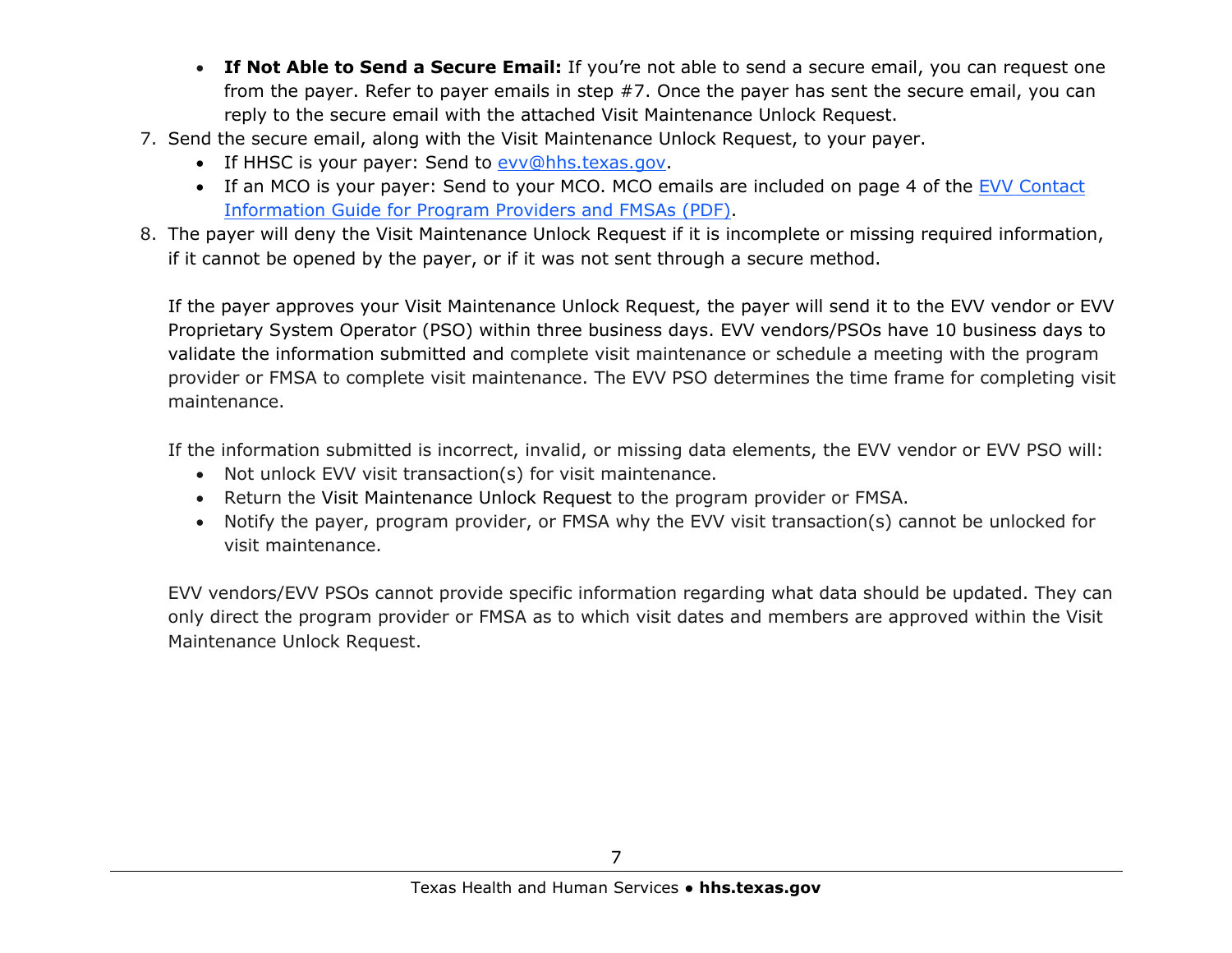- **If Not Able to Send a Secure Email:** If you're not able to send a secure email, you can request one from the payer. Refer to payer emails in step #7. Once the payer has sent the secure email, you can reply to the secure email with the attached Visit Maintenance Unlock Request.

7. Send the secure email, along with the Visit Maintenance Unlock Request, to your payer.
   - If HHSC is your payer: Send to [evv@hhs.texas.gov](mailto:evv@hhs.texas.gov).
   - If an MCO is your payer: Send to your MCO. MCO emails are included on page 4 of the [EVV Contact Information Guide for Program Providers and FMSAs (PDF)](#).
8. The payer will deny the Visit Maintenance Unlock Request if it is incomplete or missing required information, if it cannot be opened by the payer, or if it was not sent through a secure method.

   If the payer approves your Visit Maintenance Unlock Request, the payer will send it to the EVV vendor or EVV Proprietary System Operator (PSO) within three business days. EVV vendors/PSOs have 10 business days to validate the information submitted and complete visit maintenance or schedule a meeting with the program provider or FMSA to complete visit maintenance. The EVV PSO determines the time frame for completing visit maintenance.

   If the information submitted is incorrect, invalid, or missing data elements, the EVV vendor or EVV PSO will:
   - Not unlock EVV visit transaction(s) for visit maintenance.
   - Return the Visit Maintenance Unlock Request to the program provider or FMSA.
   - Notify the payer, program provider, or FMSA why the EVV visit transaction(s) cannot be unlocked for visit maintenance.

   EVV vendors/EVV PSOs cannot provide specific information regarding what data should be updated. They can only direct the program provider or FMSA as to which visit dates and members are approved within the Visit Maintenance Unlock Request.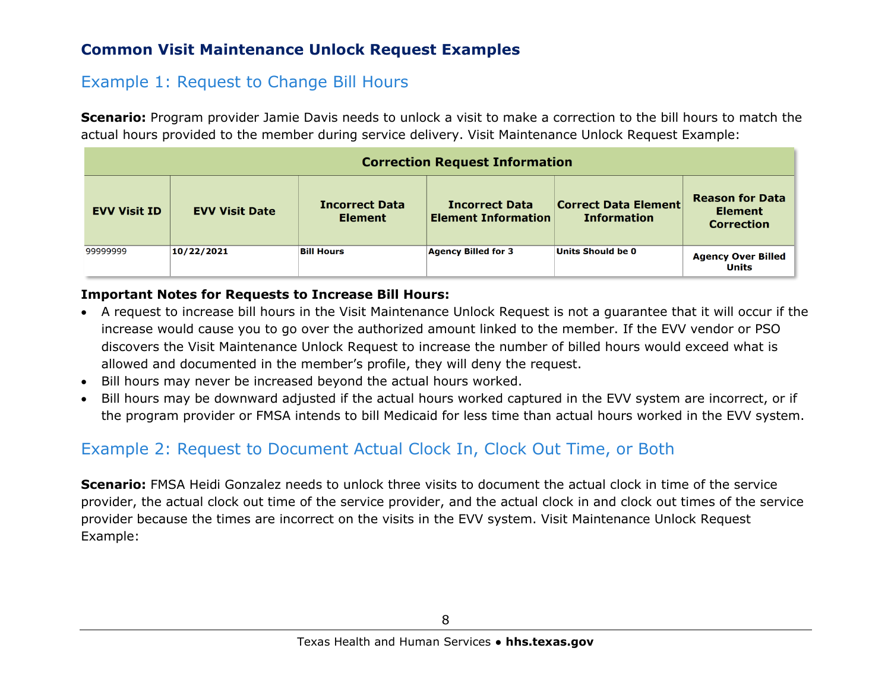## Common Visit Maintenance Unlock Request Examples

### Example 1: Request to Change Bill Hours

**Scenario:** Program provider Jamie Davis needs to unlock a visit to make a correction to the bill hours to match the actual hours provided to the member during service delivery. Visit Maintenance Unlock Request Example:

| Correction Request Information | | | | | |
|---|---|---|---|---|---|
| **EVV Visit ID** | **EVV Visit Date** | **Incorrect Data Element** | **Incorrect Data Element Information** | **Correct Data Element Information** | **Reason for Data Element Correction** |
| 99999999 | 10/22/2021 | Bill Hours | Agency Billed for 3 | Units Should be 0 | Agency Over Billed Units |

**Important Notes for Requests to Increase Bill Hours:**

- A request to increase bill hours in the Visit Maintenance Unlock Request is not a guarantee that it will occur if the increase would cause you to go over the authorized amount linked to the member. If the EVV vendor or PSO discovers the Visit Maintenance Unlock Request to increase the number of billed hours would exceed what is allowed and documented in the member's profile, they will deny the request.
- Bill hours may never be increased beyond the actual hours worked.
- Bill hours may be downward adjusted if the actual hours worked captured in the EVV system are incorrect, or if the program provider or FMSA intends to bill Medicaid for less time than actual hours worked in the EVV system.

### Example 2: Request to Document Actual Clock In, Clock Out Time, or Both

**Scenario:** FMSA Heidi Gonzalez needs to unlock three visits to document the actual clock in time of the service provider, the actual clock out time of the service provider, and the actual clock in and clock out times of the service provider because the times are incorrect on the visits in the EVV system. Visit Maintenance Unlock Request Example: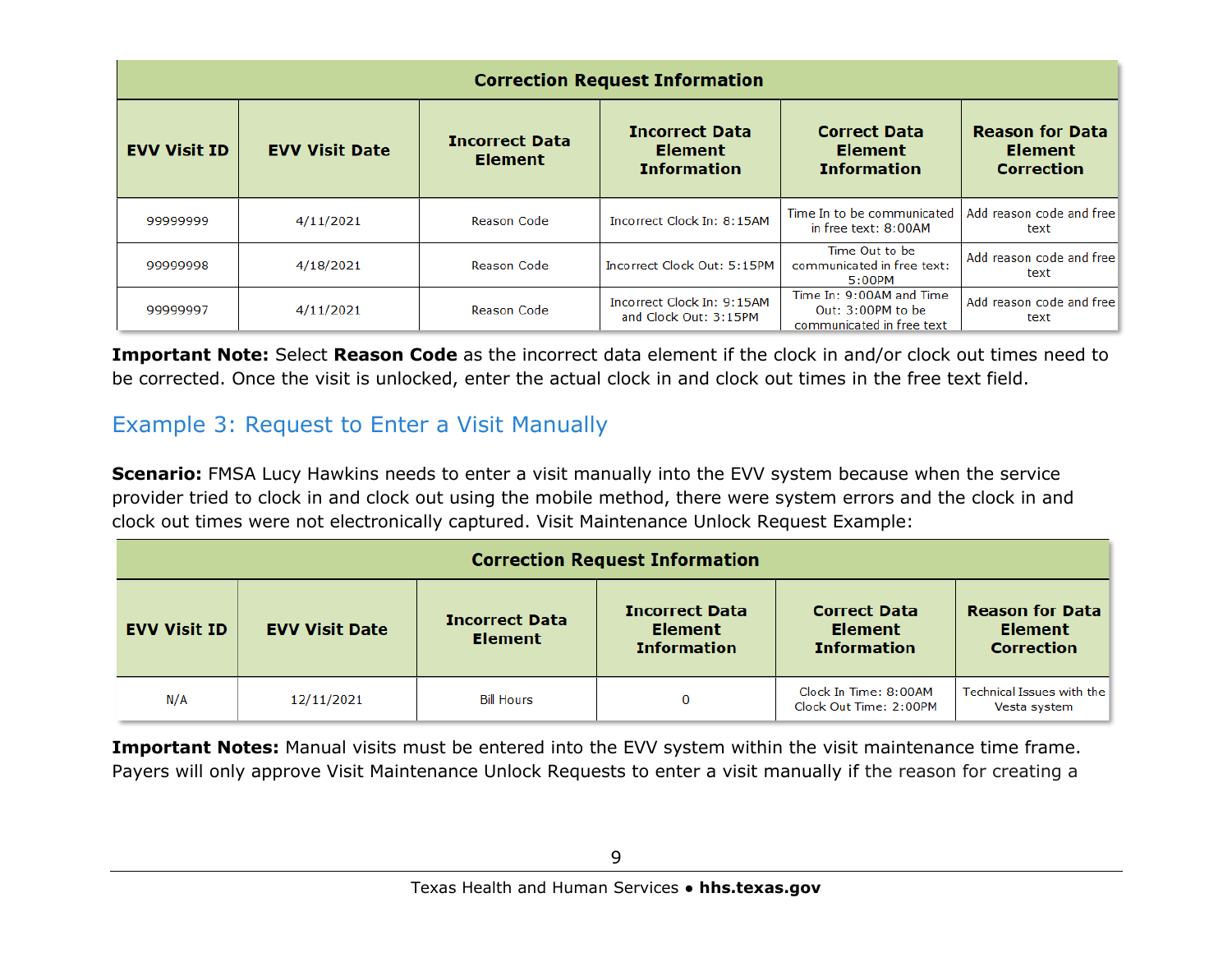| Correction Request Information | | | | | |
|---|---|---|---|---|---|
| **EVV Visit ID** | **EVV Visit Date** | **Incorrect Data Element** | **Incorrect Data Element Information** | **Correct Data Element Information** | **Reason for Data Element Correction** |
| 99999999 | 4/11/2021 | Reason Code | Incorrect Clock In: 8:15AM | Time In to be communicated in free text: 8:00AM | Add reason code and free text |
| 99999998 | 4/18/2021 | Reason Code | Incorrect Clock Out: 5:15PM | Time Out to be communicated in free text: 5:00PM | Add reason code and free text |
| 99999997 | 4/11/2021 | Reason Code | Incorrect Clock In: 9:15AM and Clock Out: 3:15PM | Time In: 9:00AM and Time Out: 3:00PM to be communicated in free text | Add reason code and free text |

**Important Note:** Select **Reason Code** as the incorrect data element if the clock in and/or clock out times need to be corrected. Once the visit is unlocked, enter the actual clock in and clock out times in the free text field.

## Example 3: Request to Enter a Visit Manually

**Scenario:** FMSA Lucy Hawkins needs to enter a visit manually into the EVV system because when the service provider tried to clock in and clock out using the mobile method, there were system errors and the clock in and clock out times were not electronically captured. Visit Maintenance Unlock Request Example:

| Correction Request Information | | | | | |
|---|---|---|---|---|---|
| **EVV Visit ID** | **EVV Visit Date** | **Incorrect Data Element** | **Incorrect Data Element Information** | **Correct Data Element Information** | **Reason for Data Element Correction** |
| N/A | 12/11/2021 | Bill Hours | 0 | Clock In Time: 8:00AM Clock Out Time: 2:00PM | Technical Issues with the Vesta system |

**Important Notes:** Manual visits must be entered into the EVV system within the visit maintenance time frame. Payers will only approve Visit Maintenance Unlock Requests to enter a visit manually if the reason for creating a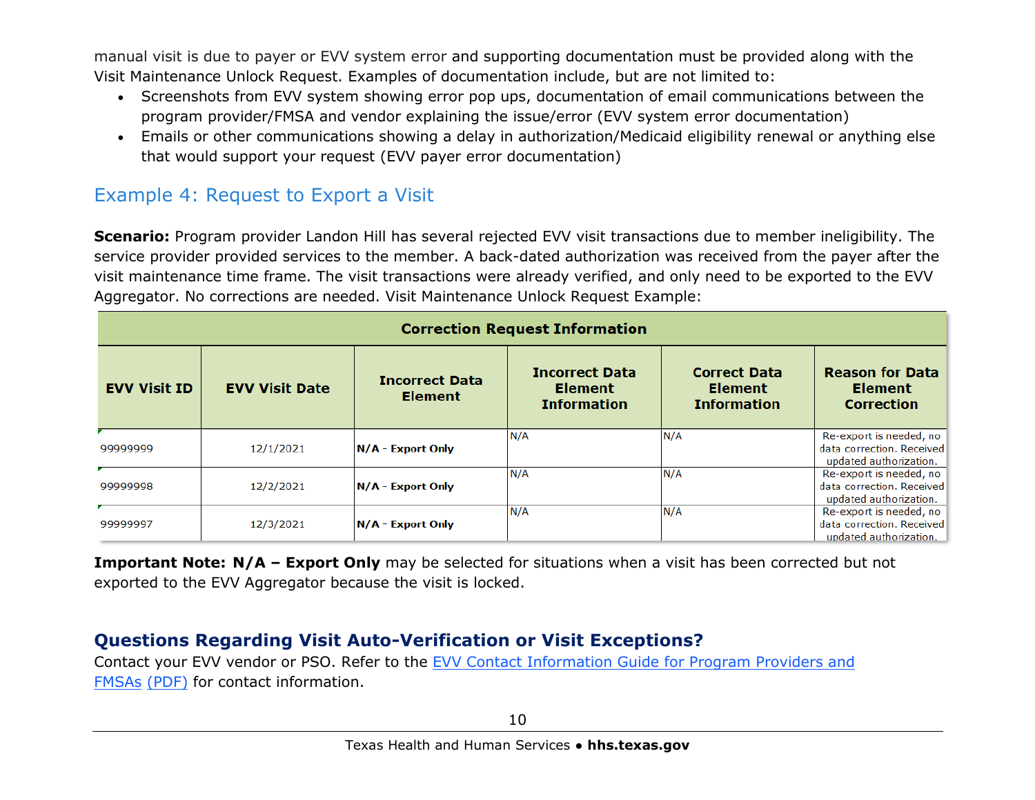manual visit is due to payer or EVV system error and supporting documentation must be provided along with the Visit Maintenance Unlock Request. Examples of documentation include, but are not limited to:

- Screenshots from EVV system showing error pop ups, documentation of email communications between the program provider/FMSA and vendor explaining the issue/error (EVV system error documentation)
- Emails or other communications showing a delay in authorization/Medicaid eligibility renewal or anything else that would support your request (EVV payer error documentation)

## Example 4: Request to Export a Visit

**Scenario:** Program provider Landon Hill has several rejected EVV visit transactions due to member ineligibility. The service provider provided services to the member. A back-dated authorization was received from the payer after the visit maintenance time frame. The visit transactions were already verified, and only need to be exported to the EVV Aggregator. No corrections are needed. Visit Maintenance Unlock Request Example:

| Correction Request Information | | | | | |
|---|---|---|---|---|---|
| **EVV Visit ID** | **EVV Visit Date** | **Incorrect Data Element** | **Incorrect Data Element Information** | **Correct Data Element Information** | **Reason for Data Element Correction** |
| 99999999 | 12/1/2021 | **N/A - Export Only** | N/A | N/A | Re-export is needed, no data correction. Received updated authorization. |
| 99999998 | 12/2/2021 | **N/A - Export Only** | N/A | N/A | Re-export is needed, no data correction. Received updated authorization. |
| 99999997 | 12/3/2021 | **N/A - Export Only** | N/A | N/A | Re-export is needed, no data correction. Received updated authorization. |

**Important Note: N/A – Export Only** may be selected for situations when a visit has been corrected but not exported to the EVV Aggregator because the visit is locked.

## Questions Regarding Visit Auto-Verification or Visit Exceptions?

Contact your EVV vendor or PSO. Refer to the EVV Contact Information Guide for Program Providers and FMSAs (PDF) for contact information.